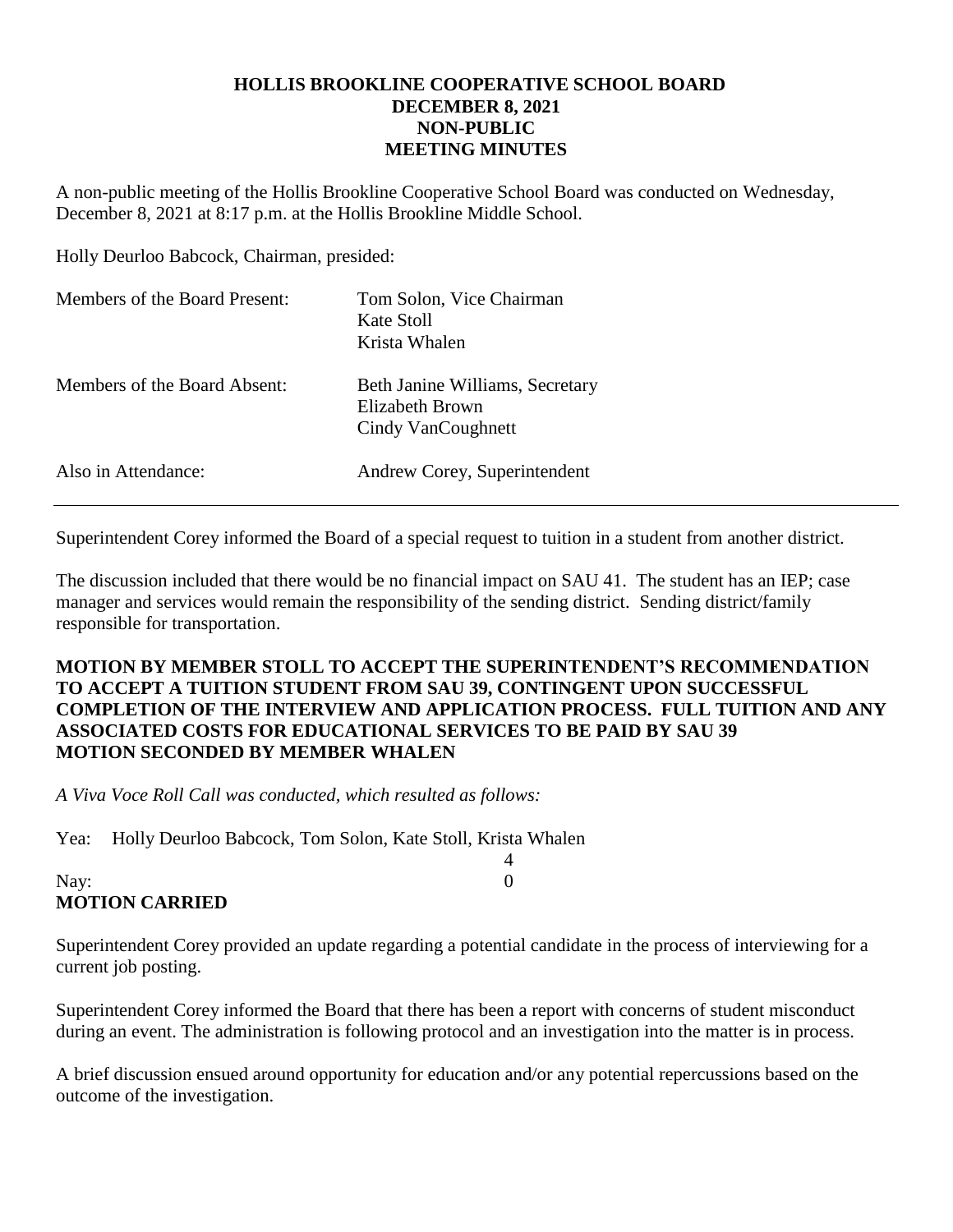**HOLLIS BROOKLINE COOPERATIVE SCHOOL BOARD**
**DECEMBER 8, 2021**
**NON-PUBLIC**
**MEETING MINUTES**

A non-public meeting of the Hollis Brookline Cooperative School Board was conducted on Wednesday, December 8, 2021 at 8:17 p.m. at the Hollis Brookline Middle School.

Holly Deurloo Babcock, Chairman, presided:

| | |
|---|---|
| Members of the Board Present: | Tom Solon, Vice Chairman<br>Kate Stoll<br>Krista Whalen |
| Members of the Board Absent: | Beth Janine Williams, Secretary<br>Elizabeth Brown<br>Cindy VanCoughnett |
| Also in Attendance: | Andrew Corey, Superintendent |

---

Superintendent Corey informed the Board of a special request to tuition in a student from another district.

The discussion included that there would be no financial impact on SAU 41. The student has an IEP; case manager and services would remain the responsibility of the sending district. Sending district/family responsible for transportation.

**MOTION BY MEMBER STOLL TO ACCEPT THE SUPERINTENDENT'S RECOMMENDATION TO ACCEPT A TUITION STUDENT FROM SAU 39, CONTINGENT UPON SUCCESSFUL COMPLETION OF THE INTERVIEW AND APPLICATION PROCESS. FULL TUITION AND ANY ASSOCIATED COSTS FOR EDUCATIONAL SERVICES TO BE PAID BY SAU 39**
**MOTION SECONDED BY MEMBER WHALEN**

*A Viva Voce Roll Call was conducted, which resulted as follows:*

Yea: Holly Deurloo Babcock, Tom Solon, Kate Stoll, Krista Whalen
4
Nay: 0
**MOTION CARRIED**

Superintendent Corey provided an update regarding a potential candidate in the process of interviewing for a current job posting.

Superintendent Corey informed the Board that there has been a report with concerns of student misconduct during an event. The administration is following protocol and an investigation into the matter is in process.

A brief discussion ensued around opportunity for education and/or any potential repercussions based on the outcome of the investigation.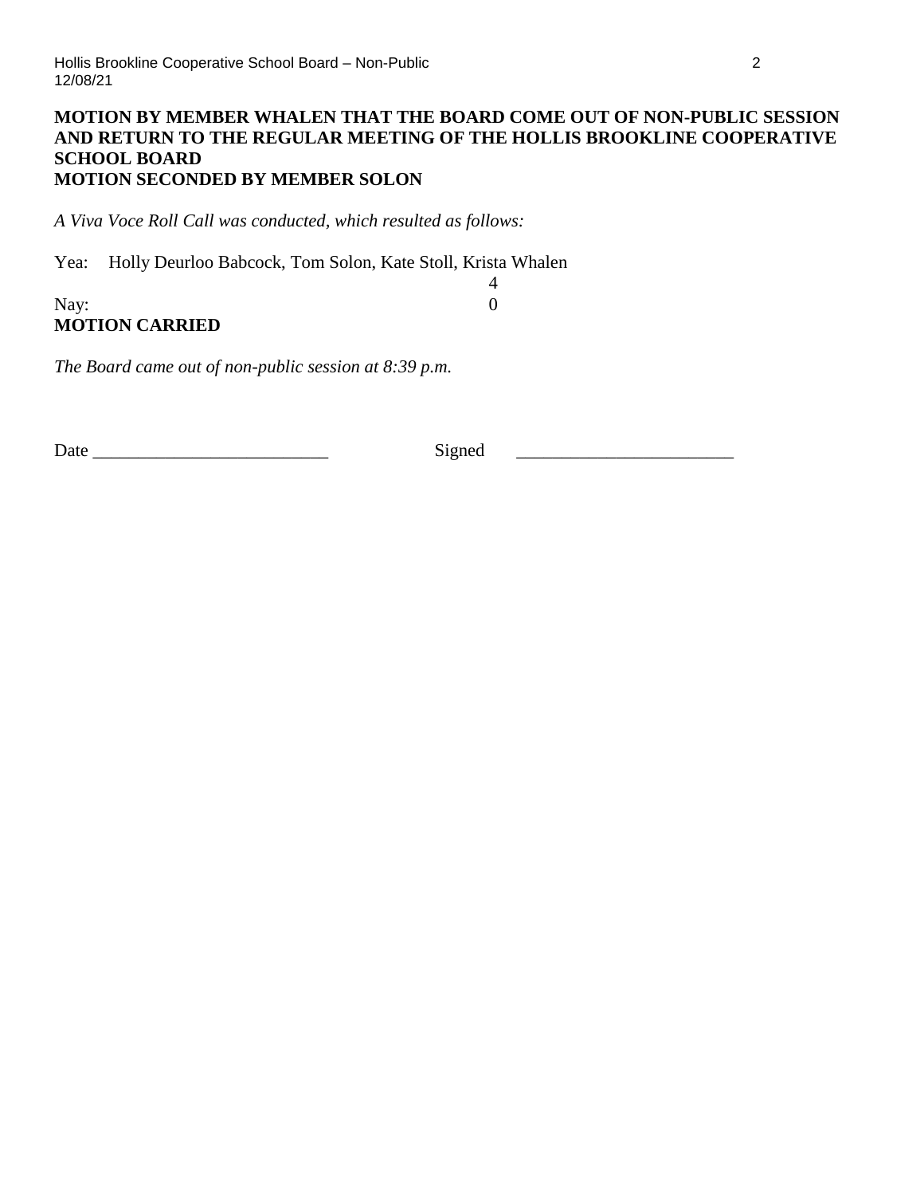**MOTION BY MEMBER WHALEN THAT THE BOARD COME OUT OF NON-PUBLIC SESSION AND RETURN TO THE REGULAR MEETING OF THE HOLLIS BROOKLINE COOPERATIVE SCHOOL BOARD**
**MOTION SECONDED BY MEMBER SOLON**

*A Viva Voce Roll Call was conducted, which resulted as follows:*

Yea: Holly Deurloo Babcock, Tom Solon, Kate Stoll, Krista Whalen 4

Nay: 0

**MOTION CARRIED**

*The Board came out of non-public session at 8:39 p.m.*

Date ___________________________ Signed _________________________